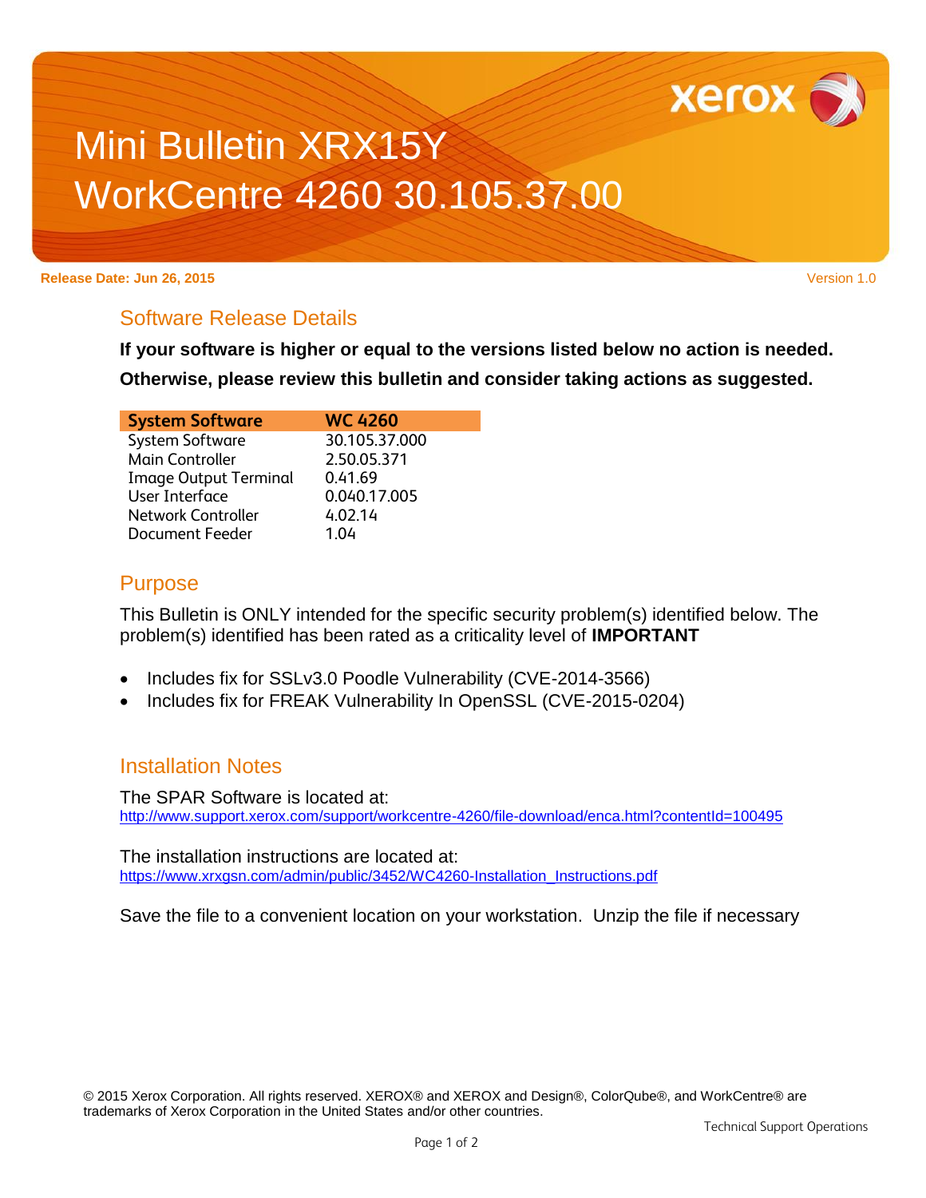# Mini Bulletin XRX15Y
# WorkCentre 4260 30.105.37.00

**Release Date: Jun 26, 2015**

Version 1.0

## Software Release Details

**If your software is higher or equal to the versions listed below no action is needed.**

**Otherwise, please review this bulletin and consider taking actions as suggested.**

| System Software | WC 4260 |
|---|---|
| System Software | 30.105.37.000 |
| Main Controller | 2.50.05.371 |
| Image Output Terminal | 0.41.69 |
| User Interface | 0.040.17.005 |
| Network Controller | 4.02.14 |
| Document Feeder | 1.04 |

## Purpose

This Bulletin is ONLY intended for the specific security problem(s) identified below. The problem(s) identified has been rated as a criticality level of **IMPORTANT**

- Includes fix for SSLv3.0 Poodle Vulnerability (CVE-2014-3566)
- Includes fix for FREAK Vulnerability In OpenSSL (CVE-2015-0204)

## Installation Notes

The SPAR Software is located at:
http://www.support.xerox.com/support/workcentre-4260/file-download/enca.html?contentId=100495

The installation instructions are located at:
https://www.xrxgsn.com/admin/public/3452/WC4260-Installation_Instructions.pdf

Save the file to a convenient location on your workstation. Unzip the file if necessary

© 2015 Xerox Corporation. All rights reserved. XEROX® and XEROX and Design®, ColorQube®, and WorkCentre® are trademarks of Xerox Corporation in the United States and/or other countries.

Technical Support Operations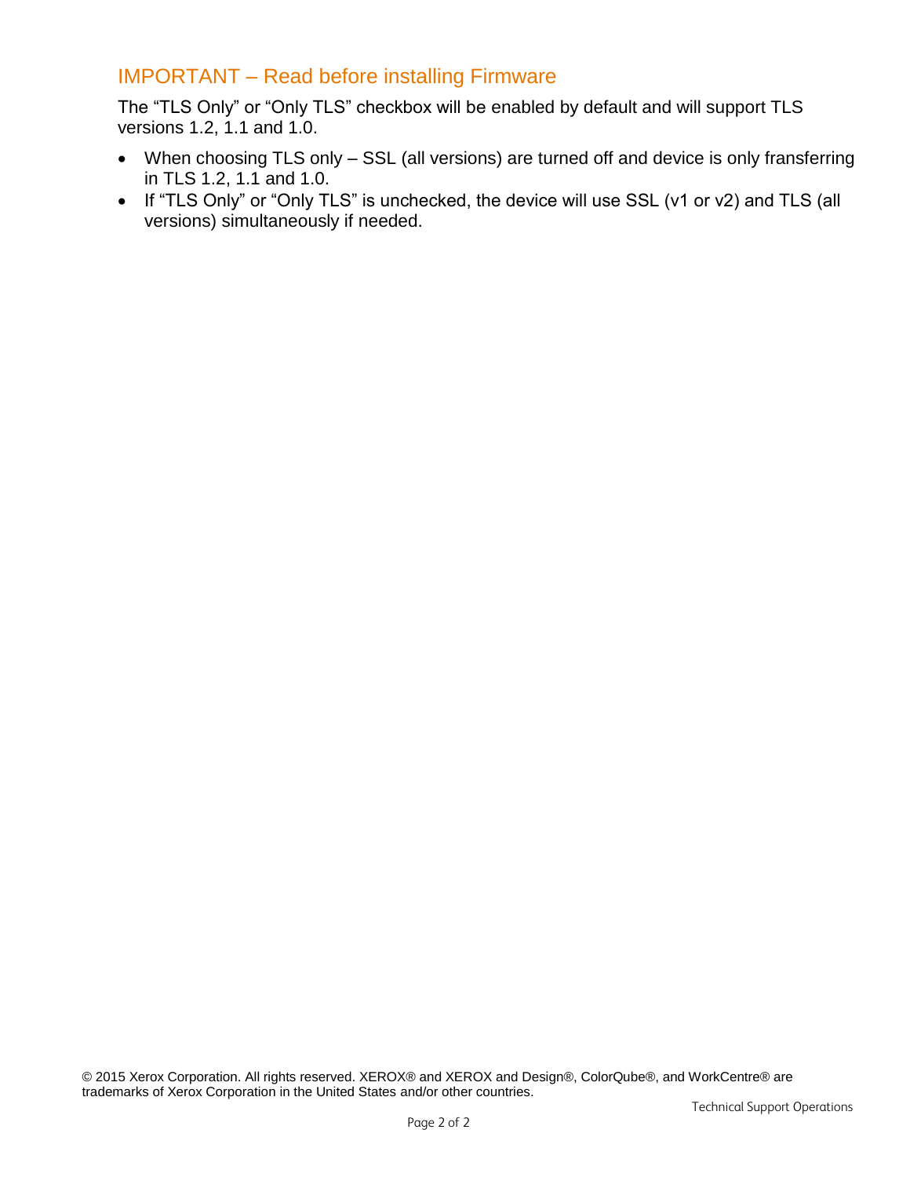## IMPORTANT – Read before installing Firmware

The “TLS Only” or “Only TLS” checkbox will be enabled by default and will support TLS versions 1.2, 1.1 and 1.0.

- When choosing TLS only – SSL (all versions) are turned off and device is only fransferring in TLS 1.2, 1.1 and 1.0.
- If “TLS Only” or “Only TLS” is unchecked, the device will use SSL (v1 or v2) and TLS (all versions) simultaneously if needed.

© 2015 Xerox Corporation. All rights reserved. XEROX® and XEROX and Design®, ColorQube®, and WorkCentre® are trademarks of Xerox Corporation in the United States and/or other countries.

Technical Support Operations